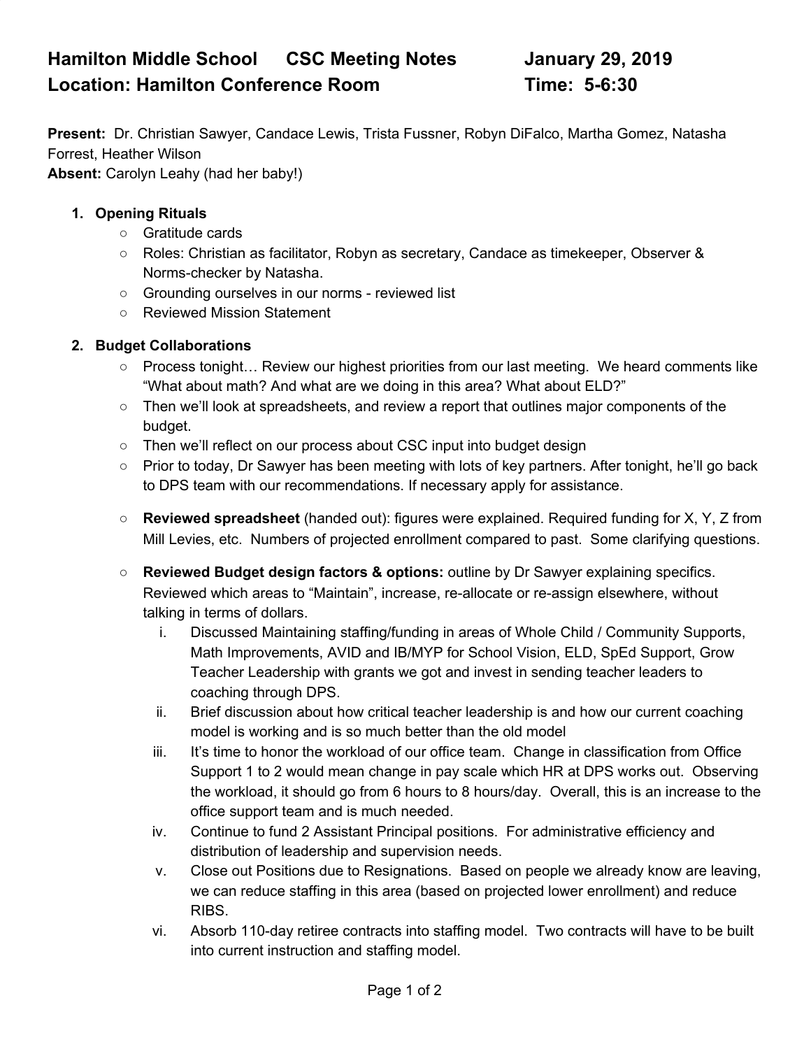# Hamilton Middle School CSC Meeting Notes January 29, 2019

## Location: Hamilton Conference Room Time: 5-6:30

**Present:** Dr. Christian Sawyer, Candace Lewis, Trista Fussner, Robyn DiFalco, Martha Gomez, Natasha Forrest, Heather Wilson
**Absent:** Carolyn Leahy (had her baby!)

1. **Opening Rituals**
   - Gratitude cards
   - Roles: Christian as facilitator, Robyn as secretary, Candace as timekeeper, Observer & Norms-checker by Natasha.
   - Grounding ourselves in our norms - reviewed list
   - Reviewed Mission Statement

2. **Budget Collaborations**
   - Process tonight… Review our highest priorities from our last meeting. We heard comments like "What about math? And what are we doing in this area? What about ELD?"
   - Then we'll look at spreadsheets, and review a report that outlines major components of the budget.
   - Then we'll reflect on our process about CSC input into budget design
   - Prior to today, Dr Sawyer has been meeting with lots of key partners. After tonight, he'll go back to DPS team with our recommendations. If necessary apply for assistance.
   - **Reviewed spreadsheet** (handed out): figures were explained. Required funding for X, Y, Z from Mill Levies, etc. Numbers of projected enrollment compared to past. Some clarifying questions.
   - **Reviewed Budget design factors & options:** outline by Dr Sawyer explaining specifics. Reviewed which areas to "Maintain", increase, re-allocate or re-assign elsewhere, without talking in terms of dollars.
     i. Discussed Maintaining staffing/funding in areas of Whole Child / Community Supports, Math Improvements, AVID and IB/MYP for School Vision, ELD, SpEd Support, Grow Teacher Leadership with grants we got and invest in sending teacher leaders to coaching through DPS.
     ii. Brief discussion about how critical teacher leadership is and how our current coaching model is working and is so much better than the old model
     iii. It's time to honor the workload of our office team. Change in classification from Office Support 1 to 2 would mean change in pay scale which HR at DPS works out. Observing the workload, it should go from 6 hours to 8 hours/day. Overall, this is an increase to the office support team and is much needed.
     iv. Continue to fund 2 Assistant Principal positions. For administrative efficiency and distribution of leadership and supervision needs.
     v. Close out Positions due to Resignations. Based on people we already know are leaving, we can reduce staffing in this area (based on projected lower enrollment) and reduce RIBS.
     vi. Absorb 110-day retiree contracts into staffing model. Two contracts will have to be built into current instruction and staffing model.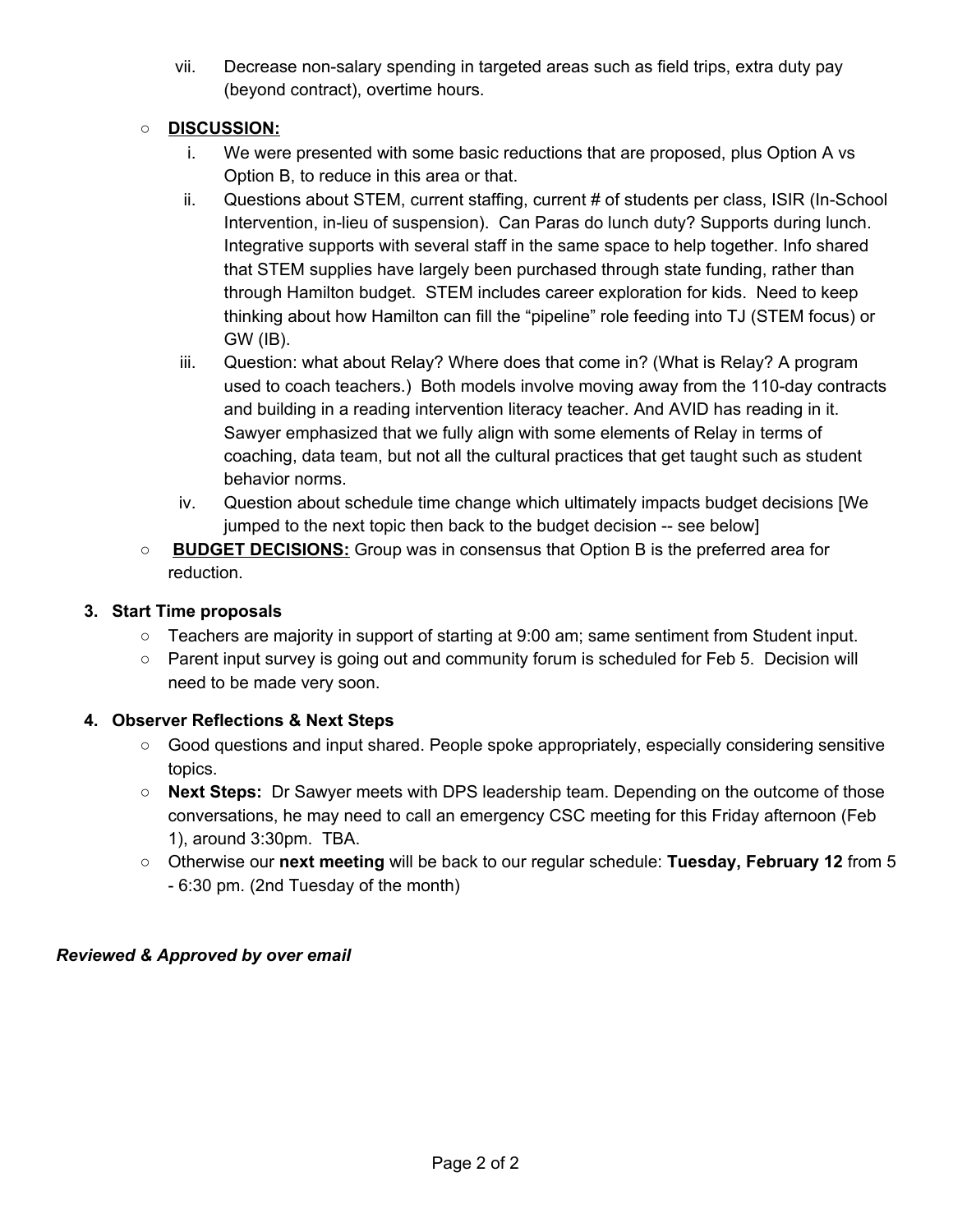vii. Decrease non-salary spending in targeted areas such as field trips, extra duty pay (beyond contract), overtime hours.

- **DISCUSSION:**
  i. We were presented with some basic reductions that are proposed, plus Option A vs Option B, to reduce in this area or that.
  ii. Questions about STEM, current staffing, current # of students per class, ISIR (In-School Intervention, in-lieu of suspension). Can Paras do lunch duty? Supports during lunch. Integrative supports with several staff in the same space to help together. Info shared that STEM supplies have largely been purchased through state funding, rather than through Hamilton budget. STEM includes career exploration for kids. Need to keep thinking about how Hamilton can fill the "pipeline" role feeding into TJ (STEM focus) or GW (IB).
  iii. Question: what about Relay? Where does that come in? (What is Relay? A program used to coach teachers.) Both models involve moving away from the 110-day contracts and building in a reading intervention literacy teacher. And AVID has reading in it. Sawyer emphasized that we fully align with some elements of Relay in terms of coaching, data team, but not all the cultural practices that get taught such as student behavior norms.
  iv. Question about schedule time change which ultimately impacts budget decisions [We jumped to the next topic then back to the budget decision -- see below]
- **BUDGET DECISIONS:** Group was in consensus that Option B is the preferred area for reduction.

3. **Start Time proposals**
   - Teachers are majority in support of starting at 9:00 am; same sentiment from Student input.
   - Parent input survey is going out and community forum is scheduled for Feb 5. Decision will need to be made very soon.

4. **Observer Reflections & Next Steps**
   - Good questions and input shared. People spoke appropriately, especially considering sensitive topics.
   - **Next Steps:** Dr Sawyer meets with DPS leadership team. Depending on the outcome of those conversations, he may need to call an emergency CSC meeting for this Friday afternoon (Feb 1), around 3:30pm. TBA.
   - Otherwise our **next meeting** will be back to our regular schedule: **Tuesday, February 12** from 5 - 6:30 pm. (2nd Tuesday of the month)

***Reviewed & Approved by over email***